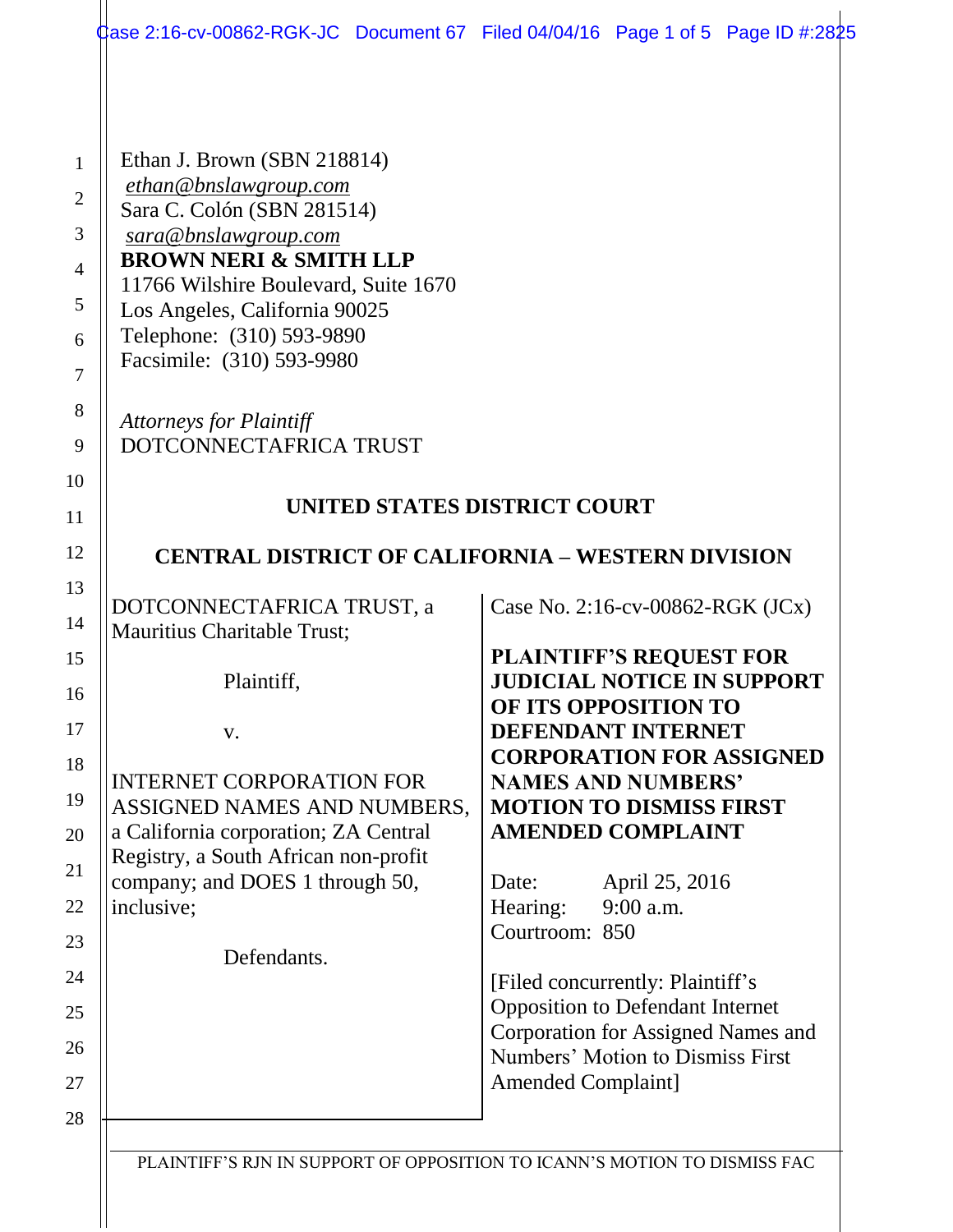Ethan J. Brown (SBN 218814)
*ethan@bnslawgroup.com*
Sara C. Colón (SBN 281514)
*sara@bnslawgroup.com*
**BROWN NERI & SMITH LLP**
11766 Wilshire Boulevard, Suite 1670
Los Angeles, California 90025
Telephone: (310) 593-9890
Facsimile: (310) 593-9980

*Attorneys for Plaintiff*
DOTCONNECTAFRICA TRUST

**UNITED STATES DISTRICT COURT**

**CENTRAL DISTRICT OF CALIFORNIA – WESTERN DIVISION**

DOTCONNECTAFRICA TRUST, a Mauritius Charitable Trust;

Plaintiff,

v.

INTERNET CORPORATION FOR ASSIGNED NAMES AND NUMBERS, a California corporation; ZA Central Registry, a South African non-profit company; and DOES 1 through 50, inclusive;

Defendants.

Case No. 2:16-cv-00862-RGK (JCx)

**PLAINTIFF'S REQUEST FOR JUDICIAL NOTICE IN SUPPORT OF ITS OPPOSITION TO DEFENDANT INTERNET CORPORATION FOR ASSIGNED NAMES AND NUMBERS' MOTION TO DISMISS FIRST AMENDED COMPLAINT**

Date: April 25, 2016
Hearing: 9:00 a.m.
Courtroom: 850

[Filed concurrently: Plaintiff's Opposition to Defendant Internet Corporation for Assigned Names and Numbers' Motion to Dismiss First Amended Complaint]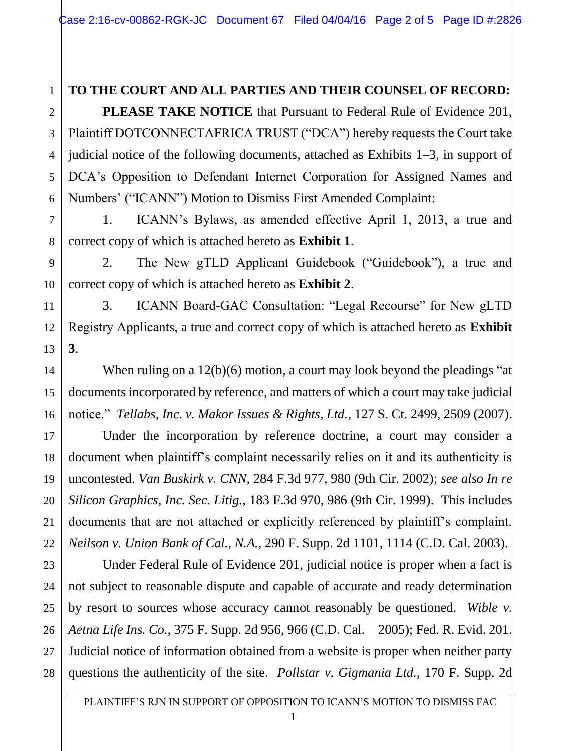**TO THE COURT AND ALL PARTIES AND THEIR COUNSEL OF RECORD:**

**PLEASE TAKE NOTICE** that Pursuant to Federal Rule of Evidence 201, Plaintiff DOTCONNECTAFRICA TRUST ("DCA") hereby requests the Court take judicial notice of the following documents, attached as Exhibits 1–3, in support of DCA's Opposition to Defendant Internet Corporation for Assigned Names and Numbers' ("ICANN") Motion to Dismiss First Amended Complaint:

1. ICANN's Bylaws, as amended effective April 1, 2013, a true and correct copy of which is attached hereto as **Exhibit 1**.

2. The New gTLD Applicant Guidebook ("Guidebook"), a true and correct copy of which is attached hereto as **Exhibit 2**.

3. ICANN Board-GAC Consultation: "Legal Recourse" for New gLTD Registry Applicants, a true and correct copy of which is attached hereto as **Exhibit 3**.

When ruling on a 12(b)(6) motion, a court may look beyond the pleadings "at documents incorporated by reference, and matters of which a court may take judicial notice." *Tellabs, Inc. v. Makor Issues & Rights, Ltd.*, 127 S. Ct. 2499, 2509 (2007). Under the incorporation by reference doctrine, a court may consider a document when plaintiff's complaint necessarily relies on it and its authenticity is uncontested. *Van Buskirk v. CNN*, 284 F.3d 977, 980 (9th Cir. 2002); *see also In re Silicon Graphics, Inc. Sec. Litig.*, 183 F.3d 970, 986 (9th Cir. 1999). This includes documents that are not attached or explicitly referenced by plaintiff's complaint. *Neilson v. Union Bank of Cal., N.A.*, 290 F. Supp. 2d 1101, 1114 (C.D. Cal. 2003).

Under Federal Rule of Evidence 201, judicial notice is proper when a fact is not subject to reasonable dispute and capable of accurate and ready determination by resort to sources whose accuracy cannot reasonably be questioned. *Wible v. Aetna Life Ins. Co.*, 375 F. Supp. 2d 956, 966 (C.D. Cal. 2005); Fed. R. Evid. 201. Judicial notice of information obtained from a website is proper when neither party questions the authenticity of the site. *Pollstar v. Gigmania Ltd.*, 170 F. Supp. 2d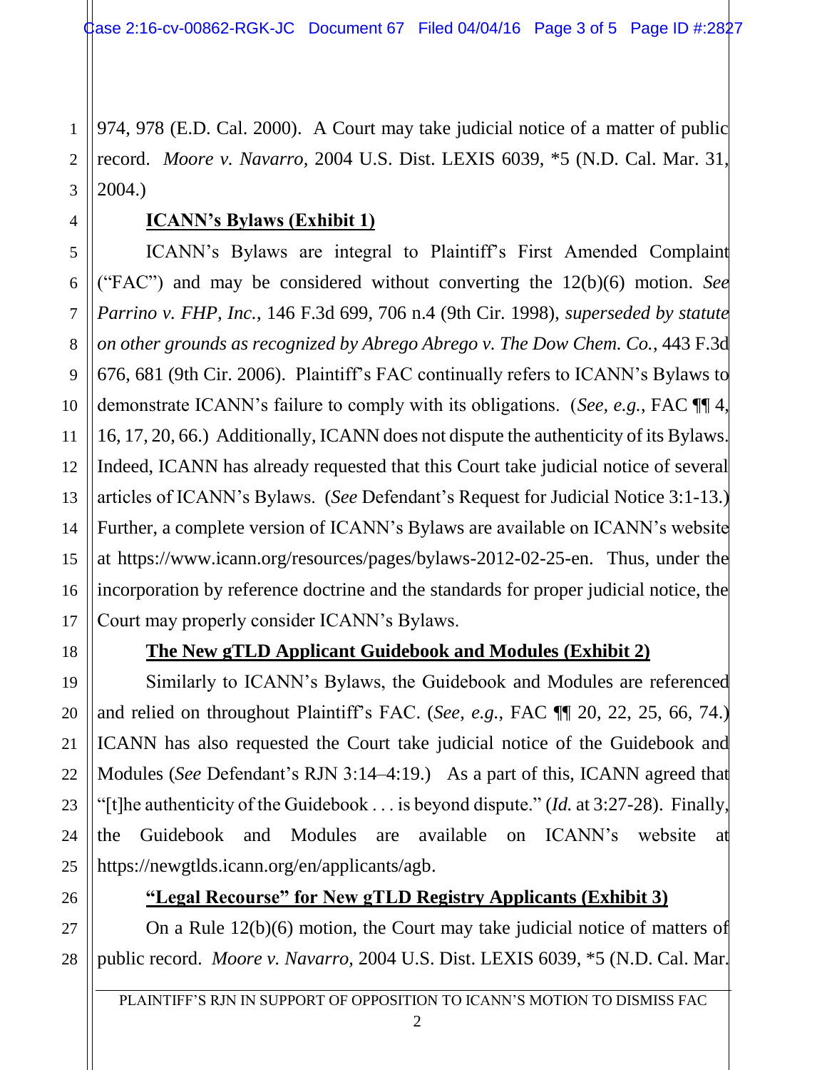974, 978 (E.D. Cal. 2000). A Court may take judicial notice of a matter of public record. *Moore v. Navarro,* 2004 U.S. Dist. LEXIS 6039, *5 (N.D. Cal. Mar. 31, 2004.)

**ICANN's Bylaws (Exhibit 1)**

ICANN's Bylaws are integral to Plaintiff's First Amended Complaint ("FAC") and may be considered without converting the 12(b)(6) motion. *See Parrino v. FHP, Inc.*, 146 F.3d 699, 706 n.4 (9th Cir. 1998), *superseded by statute on other grounds as recognized by Abrego Abrego v. The Dow Chem. Co.*, 443 F.3d 676, 681 (9th Cir. 2006). Plaintiff's FAC continually refers to ICANN's Bylaws to demonstrate ICANN's failure to comply with its obligations. (*See, e.g.*, FAC ¶¶ 4, 16, 17, 20, 66.) Additionally, ICANN does not dispute the authenticity of its Bylaws. Indeed, ICANN has already requested that this Court take judicial notice of several articles of ICANN's Bylaws. (*See* Defendant's Request for Judicial Notice 3:1-13.) Further, a complete version of ICANN's Bylaws are available on ICANN's website at https://www.icann.org/resources/pages/bylaws-2012-02-25-en. Thus, under the incorporation by reference doctrine and the standards for proper judicial notice, the Court may properly consider ICANN's Bylaws.

**The New gTLD Applicant Guidebook and Modules (Exhibit 2)**

Similarly to ICANN's Bylaws, the Guidebook and Modules are referenced and relied on throughout Plaintiff's FAC. (*See, e.g.*, FAC ¶¶ 20, 22, 25, 66, 74.) ICANN has also requested the Court take judicial notice of the Guidebook and Modules (*See* Defendant's RJN 3:14–4:19.) As a part of this, ICANN agreed that "[t]he authenticity of the Guidebook . . . is beyond dispute." (*Id.* at 3:27-28). Finally, the Guidebook and Modules are available on ICANN's website at https://newgtlds.icann.org/en/applicants/agb.

**"Legal Recourse" for New gTLD Registry Applicants (Exhibit 3)**

On a Rule 12(b)(6) motion, the Court may take judicial notice of matters of public record. *Moore v. Navarro,* 2004 U.S. Dist. LEXIS 6039, *5 (N.D. Cal. Mar.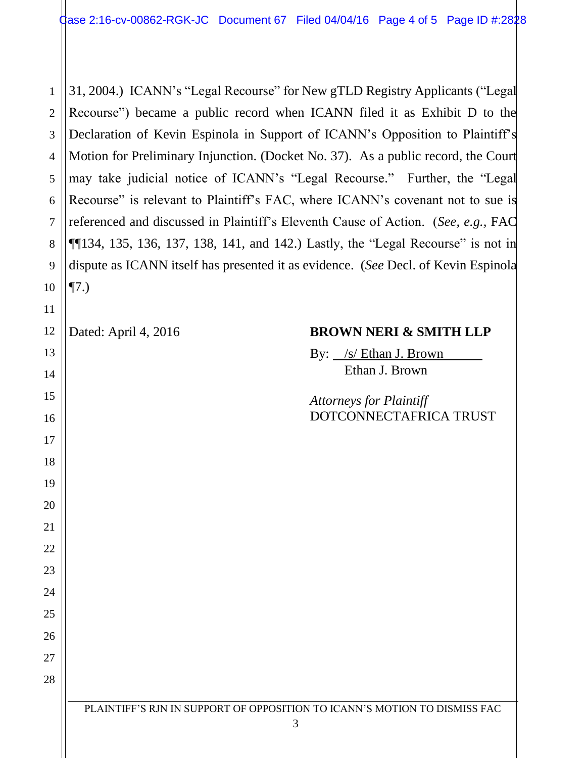31, 2004.) ICANN's "Legal Recourse" for New gTLD Registry Applicants ("Legal Recourse") became a public record when ICANN filed it as Exhibit D to the Declaration of Kevin Espinola in Support of ICANN's Opposition to Plaintiff's Motion for Preliminary Injunction. (Docket No. 37). As a public record, the Court may take judicial notice of ICANN's "Legal Recourse." Further, the "Legal Recourse" is relevant to Plaintiff's FAC, where ICANN's covenant not to sue is referenced and discussed in Plaintiff's Eleventh Cause of Action. (*See, e.g.,* FAC ¶¶134, 135, 136, 137, 138, 141, and 142.) Lastly, the "Legal Recourse" is not in dispute as ICANN itself has presented it as evidence. (*See* Decl. of Kevin Espinola ¶7.)

Dated: April 4, 2016

**BROWN NERI & SMITH LLP**

By: /s/ Ethan J. Brown
Ethan J. Brown

*Attorneys for Plaintiff*
DOTCONNECTAFRICA TRUST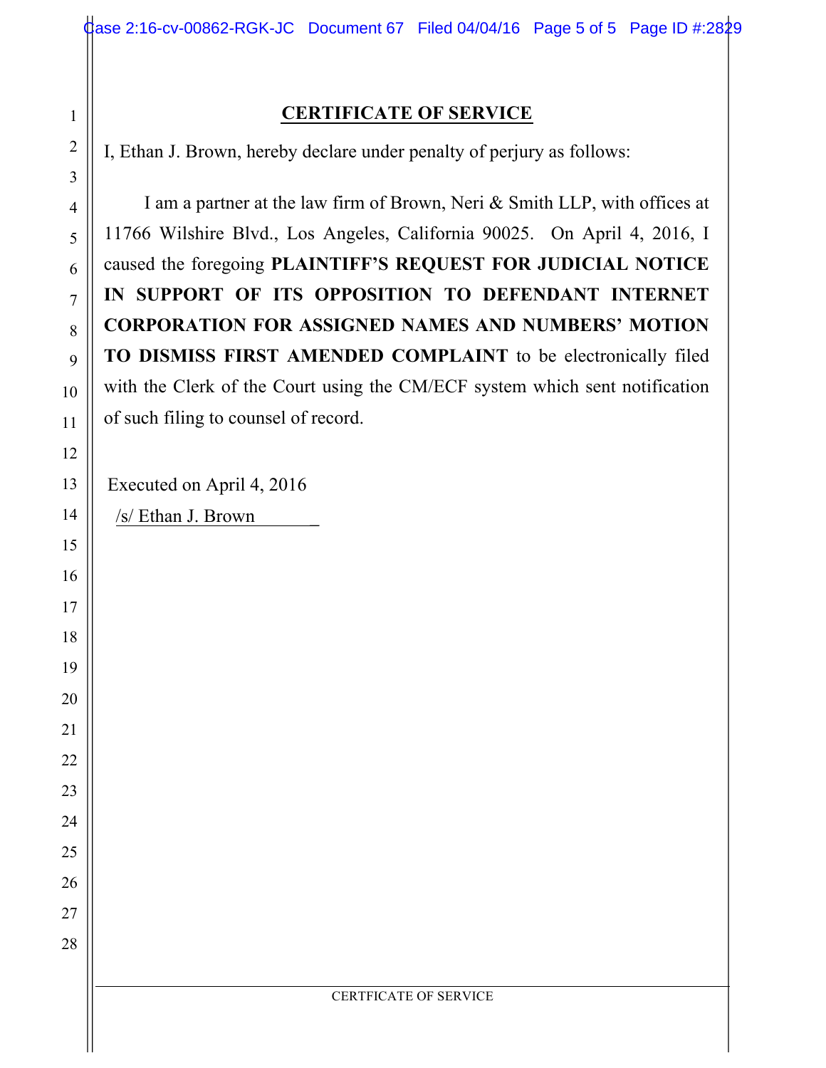## CERTIFICATE OF SERVICE

I, Ethan J. Brown, hereby declare under penalty of perjury as follows:

I am a partner at the law firm of Brown, Neri & Smith LLP, with offices at 11766 Wilshire Blvd., Los Angeles, California 90025. On April 4, 2016, I caused the foregoing **PLAINTIFF'S REQUEST FOR JUDICIAL NOTICE IN SUPPORT OF ITS OPPOSITION TO DEFENDANT INTERNET CORPORATION FOR ASSIGNED NAMES AND NUMBERS' MOTION TO DISMISS FIRST AMENDED COMPLAINT** to be electronically filed with the Clerk of the Court using the CM/ECF system which sent notification of such filing to counsel of record.

Executed on April 4, 2016

/s/ Ethan J. Brown

CERTFICATE OF SERVICE